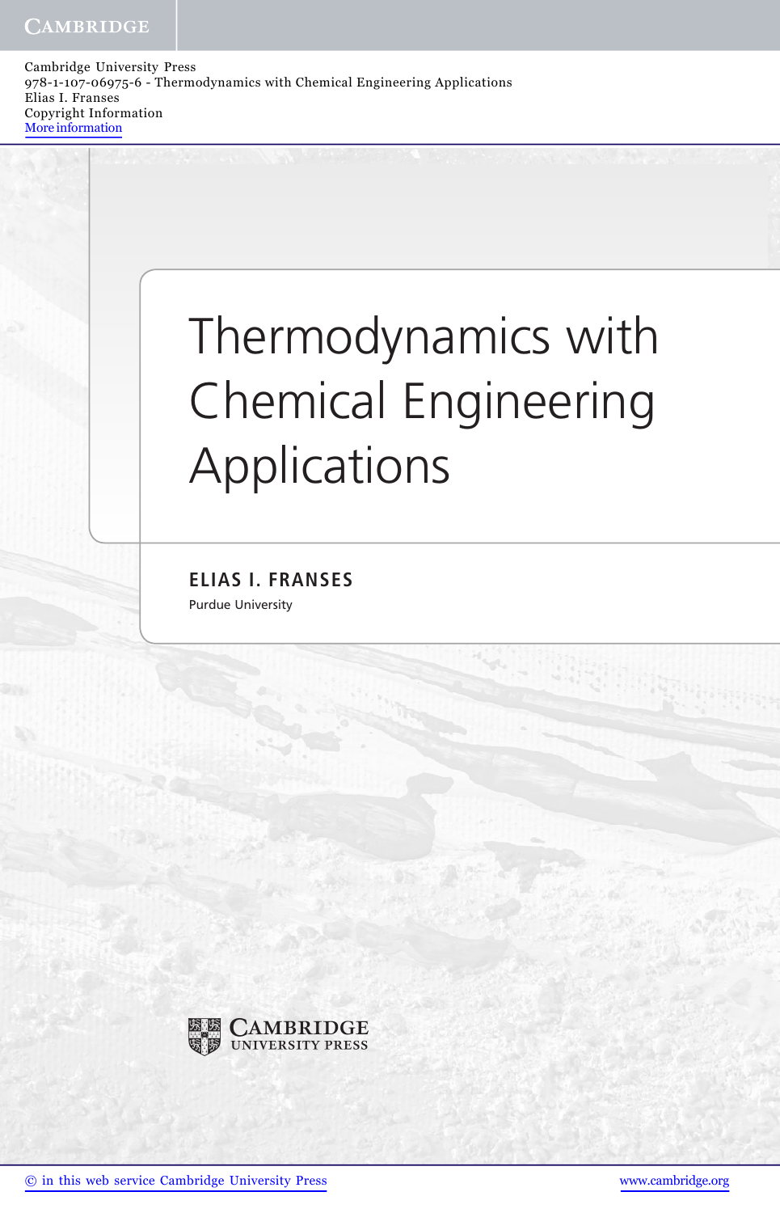Cambridge University Press
978-1-107-06975-6 - Thermodynamics with Chemical Engineering Applications
Elias I. Franses
Copyright Information
More information

# Thermodynamics with Chemical Engineering Applications

**ELIAS I. FRANSES**

Purdue University

CAMBRIDGE
UNIVERSITY PRESS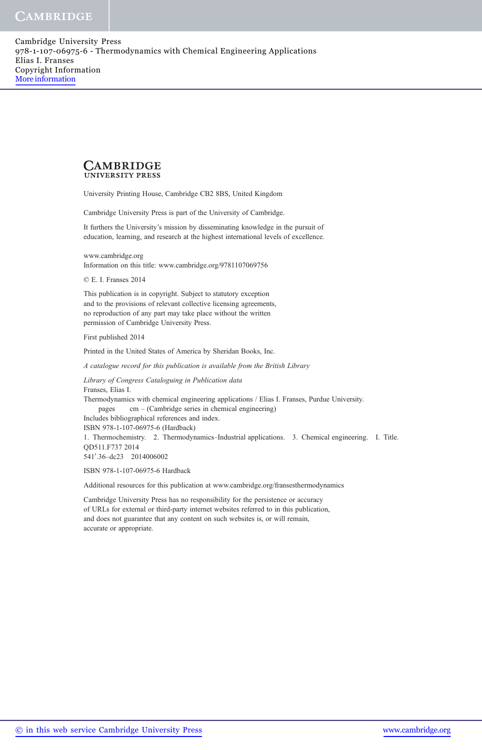Cambridge University Press
978-1-107-06975-6 - Thermodynamics with Chemical Engineering Applications
Elias I. Franses
Copyright Information
More information

**CAMBRIDGE**
UNIVERSITY PRESS

University Printing House, Cambridge CB2 8BS, United Kingdom

Cambridge University Press is part of the University of Cambridge.

It furthers the University's mission by disseminating knowledge in the pursuit of education, learning, and research at the highest international levels of excellence.

www.cambridge.org
Information on this title: www.cambridge.org/9781107069756

© E. I. Franses 2014

This publication is in copyright. Subject to statutory exception and to the provisions of relevant collective licensing agreements, no reproduction of any part may take place without the written permission of Cambridge University Press.

First published 2014

Printed in the United States of America by Sheridan Books, Inc.

*A catalogue record for this publication is available from the British Library*

*Library of Congress Cataloguing in Publication data*
Franses, Elias I.
Thermodynamics with chemical engineering applications / Elias I. Franses, Purdue University.
pages cm – (Cambridge series in chemical engineering)
Includes bibliographical references and index.
ISBN 978-1-107-06975-6 (Hardback)
1. Thermochemistry. 2. Thermodynamics–Industrial applications. 3. Chemical engineering. I. Title.
QD511.F737 2014
541′.36–dc23 2014006002

ISBN 978-1-107-06975-6 Hardback

Additional resources for this publication at www.cambridge.org/fransesthermodynamics

Cambridge University Press has no responsibility for the persistence or accuracy of URLs for external or third-party internet websites referred to in this publication, and does not guarantee that any content on such websites is, or will remain, accurate or appropriate.